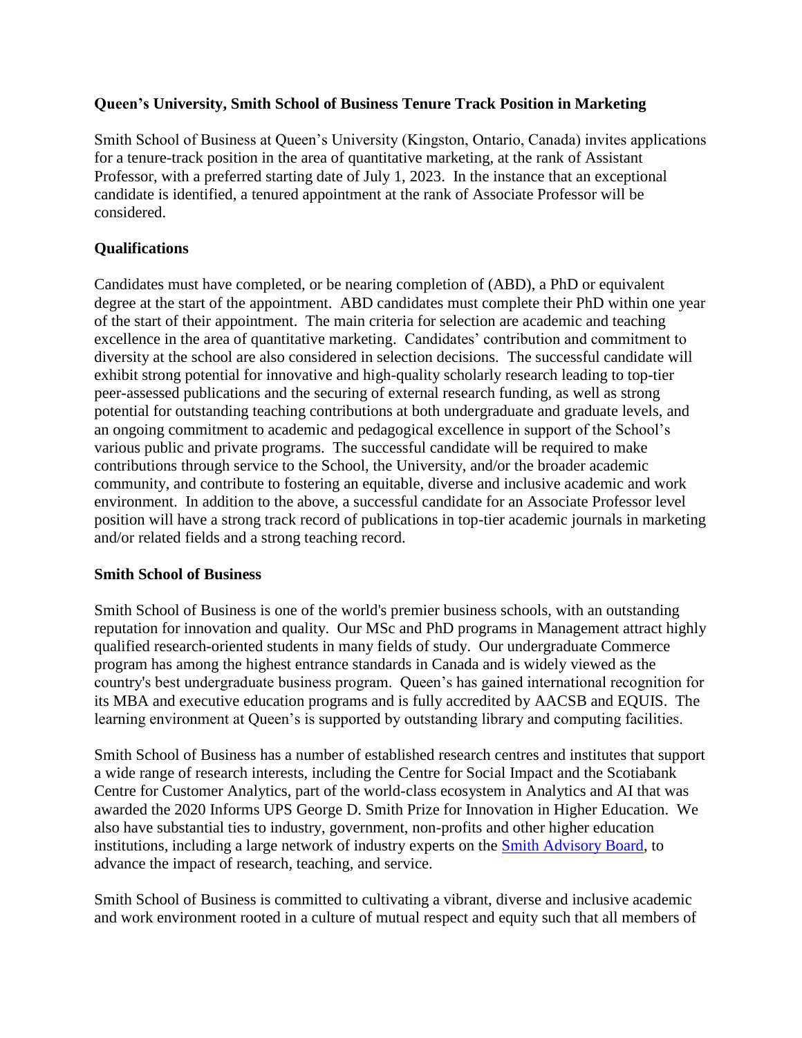**Queen's University, Smith School of Business Tenure Track Position in Marketing**

Smith School of Business at Queen's University (Kingston, Ontario, Canada) invites applications for a tenure-track position in the area of quantitative marketing, at the rank of Assistant Professor, with a preferred starting date of July 1, 2023. In the instance that an exceptional candidate is identified, a tenured appointment at the rank of Associate Professor will be considered.

**Qualifications**

Candidates must have completed, or be nearing completion of (ABD), a PhD or equivalent degree at the start of the appointment. ABD candidates must complete their PhD within one year of the start of their appointment. The main criteria for selection are academic and teaching excellence in the area of quantitative marketing. Candidates' contribution and commitment to diversity at the school are also considered in selection decisions. The successful candidate will exhibit strong potential for innovative and high-quality scholarly research leading to top-tier peer-assessed publications and the securing of external research funding, as well as strong potential for outstanding teaching contributions at both undergraduate and graduate levels, and an ongoing commitment to academic and pedagogical excellence in support of the School's various public and private programs. The successful candidate will be required to make contributions through service to the School, the University, and/or the broader academic community, and contribute to fostering an equitable, diverse and inclusive academic and work environment. In addition to the above, a successful candidate for an Associate Professor level position will have a strong track record of publications in top-tier academic journals in marketing and/or related fields and a strong teaching record.

**Smith School of Business**

Smith School of Business is one of the world's premier business schools, with an outstanding reputation for innovation and quality. Our MSc and PhD programs in Management attract highly qualified research-oriented students in many fields of study. Our undergraduate Commerce program has among the highest entrance standards in Canada and is widely viewed as the country's best undergraduate business program. Queen's has gained international recognition for its MBA and executive education programs and is fully accredited by AACSB and EQUIS. The learning environment at Queen's is supported by outstanding library and computing facilities.

Smith School of Business has a number of established research centres and institutes that support a wide range of research interests, including the Centre for Social Impact and the Scotiabank Centre for Customer Analytics, part of the world-class ecosystem in Analytics and AI that was awarded the 2020 Informs UPS George D. Smith Prize for Innovation in Higher Education. We also have substantial ties to industry, government, non-profits and other higher education institutions, including a large network of industry experts on the Smith Advisory Board, to advance the impact of research, teaching, and service.

Smith School of Business is committed to cultivating a vibrant, diverse and inclusive academic and work environment rooted in a culture of mutual respect and equity such that all members of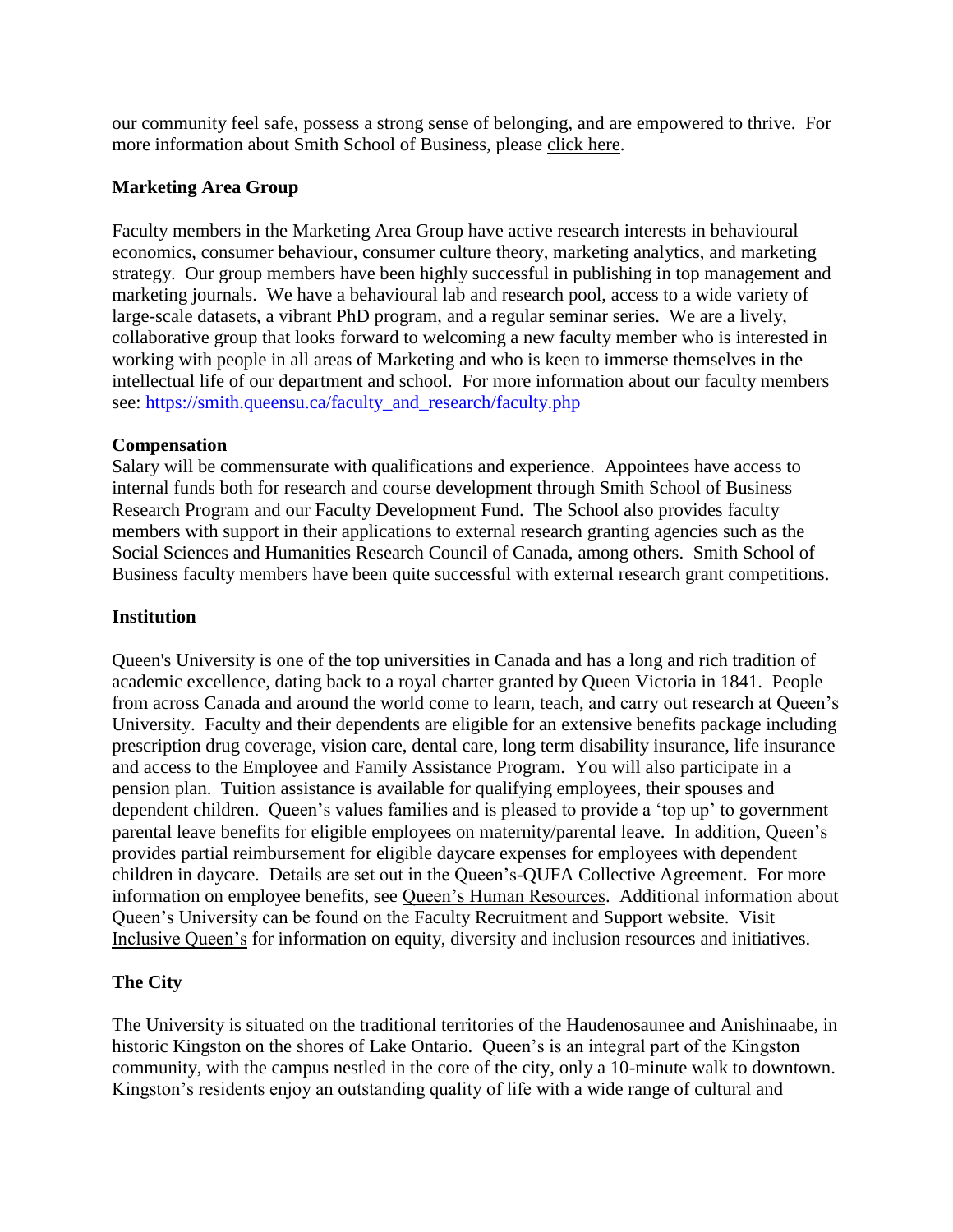our community feel safe, possess a strong sense of belonging, and are empowered to thrive. For more information about Smith School of Business, please click here.

**Marketing Area Group**

Faculty members in the Marketing Area Group have active research interests in behavioural economics, consumer behaviour, consumer culture theory, marketing analytics, and marketing strategy. Our group members have been highly successful in publishing in top management and marketing journals. We have a behavioural lab and research pool, access to a wide variety of large-scale datasets, a vibrant PhD program, and a regular seminar series. We are a lively, collaborative group that looks forward to welcoming a new faculty member who is interested in working with people in all areas of Marketing and who is keen to immerse themselves in the intellectual life of our department and school. For more information about our faculty members see: https://smith.queensu.ca/faculty_and_research/faculty.php

**Compensation**

Salary will be commensurate with qualifications and experience. Appointees have access to internal funds both for research and course development through Smith School of Business Research Program and our Faculty Development Fund. The School also provides faculty members with support in their applications to external research granting agencies such as the Social Sciences and Humanities Research Council of Canada, among others. Smith School of Business faculty members have been quite successful with external research grant competitions.

**Institution**

Queen's University is one of the top universities in Canada and has a long and rich tradition of academic excellence, dating back to a royal charter granted by Queen Victoria in 1841. People from across Canada and around the world come to learn, teach, and carry out research at Queen's University. Faculty and their dependents are eligible for an extensive benefits package including prescription drug coverage, vision care, dental care, long term disability insurance, life insurance and access to the Employee and Family Assistance Program. You will also participate in a pension plan. Tuition assistance is available for qualifying employees, their spouses and dependent children. Queen's values families and is pleased to provide a 'top up' to government parental leave benefits for eligible employees on maternity/parental leave. In addition, Queen's provides partial reimbursement for eligible daycare expenses for employees with dependent children in daycare. Details are set out in the Queen's-QUFA Collective Agreement. For more information on employee benefits, see Queen's Human Resources. Additional information about Queen's University can be found on the Faculty Recruitment and Support website. Visit Inclusive Queen's for information on equity, diversity and inclusion resources and initiatives.

**The City**

The University is situated on the traditional territories of the Haudenosaunee and Anishinaabe, in historic Kingston on the shores of Lake Ontario. Queen's is an integral part of the Kingston community, with the campus nestled in the core of the city, only a 10-minute walk to downtown. Kingston's residents enjoy an outstanding quality of life with a wide range of cultural and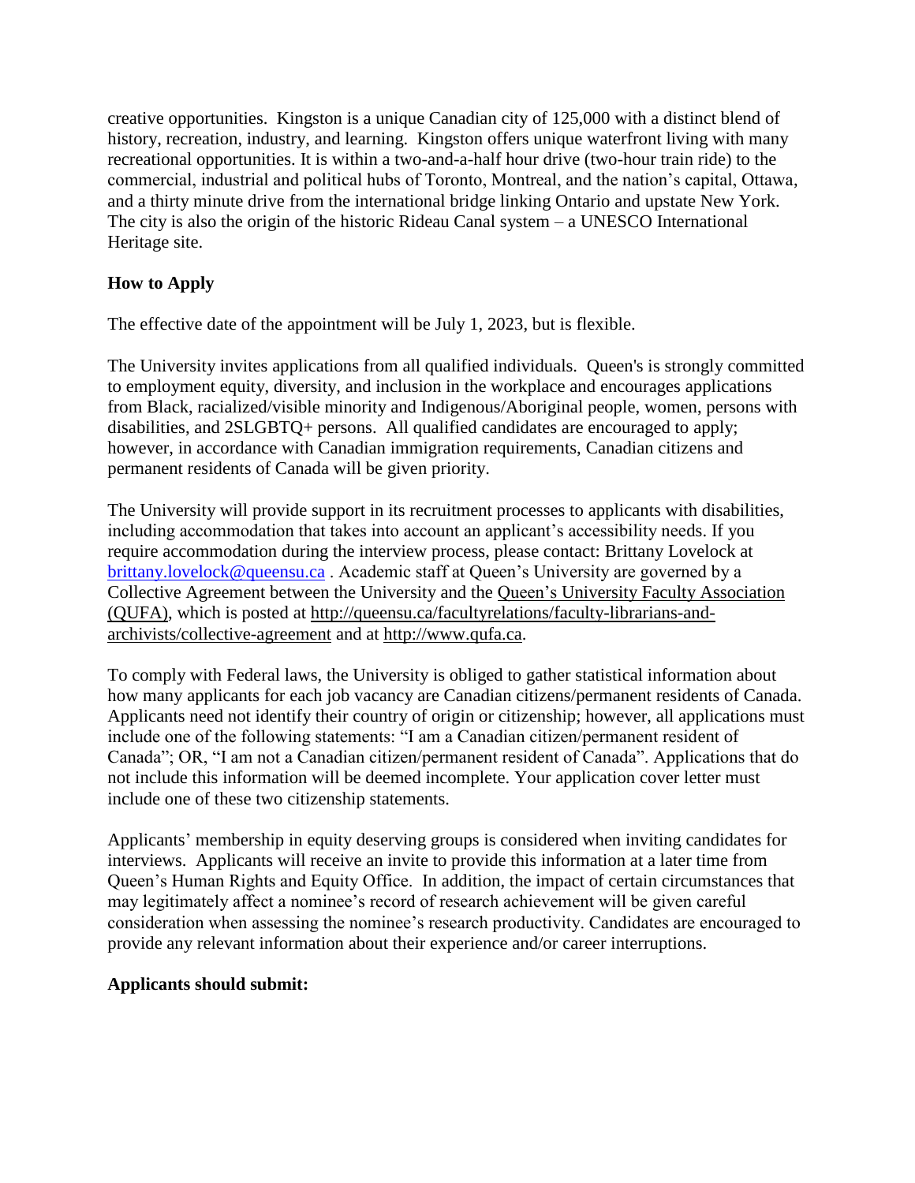creative opportunities. Kingston is a unique Canadian city of 125,000 with a distinct blend of history, recreation, industry, and learning. Kingston offers unique waterfront living with many recreational opportunities. It is within a two-and-a-half hour drive (two-hour train ride) to the commercial, industrial and political hubs of Toronto, Montreal, and the nation's capital, Ottawa, and a thirty minute drive from the international bridge linking Ontario and upstate New York. The city is also the origin of the historic Rideau Canal system – a UNESCO International Heritage site.

**How to Apply**

The effective date of the appointment will be July 1, 2023, but is flexible.

The University invites applications from all qualified individuals. Queen's is strongly committed to employment equity, diversity, and inclusion in the workplace and encourages applications from Black, racialized/visible minority and Indigenous/Aboriginal people, women, persons with disabilities, and 2SLGBTQ+ persons. All qualified candidates are encouraged to apply; however, in accordance with Canadian immigration requirements, Canadian citizens and permanent residents of Canada will be given priority.

The University will provide support in its recruitment processes to applicants with disabilities, including accommodation that takes into account an applicant's accessibility needs. If you require accommodation during the interview process, please contact: Brittany Lovelock at [brittany.lovelock@queensu.ca](mailto:brittany.lovelock@queensu.ca) . Academic staff at Queen's University are governed by a Collective Agreement between the University and the Queen's University Faculty Association (QUFA), which is posted at http://queensu.ca/facultyrelations/faculty-librarians-and-archivists/collective-agreement and at http://www.qufa.ca.

To comply with Federal laws, the University is obliged to gather statistical information about how many applicants for each job vacancy are Canadian citizens/permanent residents of Canada. Applicants need not identify their country of origin or citizenship; however, all applications must include one of the following statements: "I am a Canadian citizen/permanent resident of Canada"; OR, "I am not a Canadian citizen/permanent resident of Canada". Applications that do not include this information will be deemed incomplete. Your application cover letter must include one of these two citizenship statements.

Applicants' membership in equity deserving groups is considered when inviting candidates for interviews. Applicants will receive an invite to provide this information at a later time from Queen's Human Rights and Equity Office. In addition, the impact of certain circumstances that may legitimately affect a nominee's record of research achievement will be given careful consideration when assessing the nominee's research productivity. Candidates are encouraged to provide any relevant information about their experience and/or career interruptions.

**Applicants should submit:**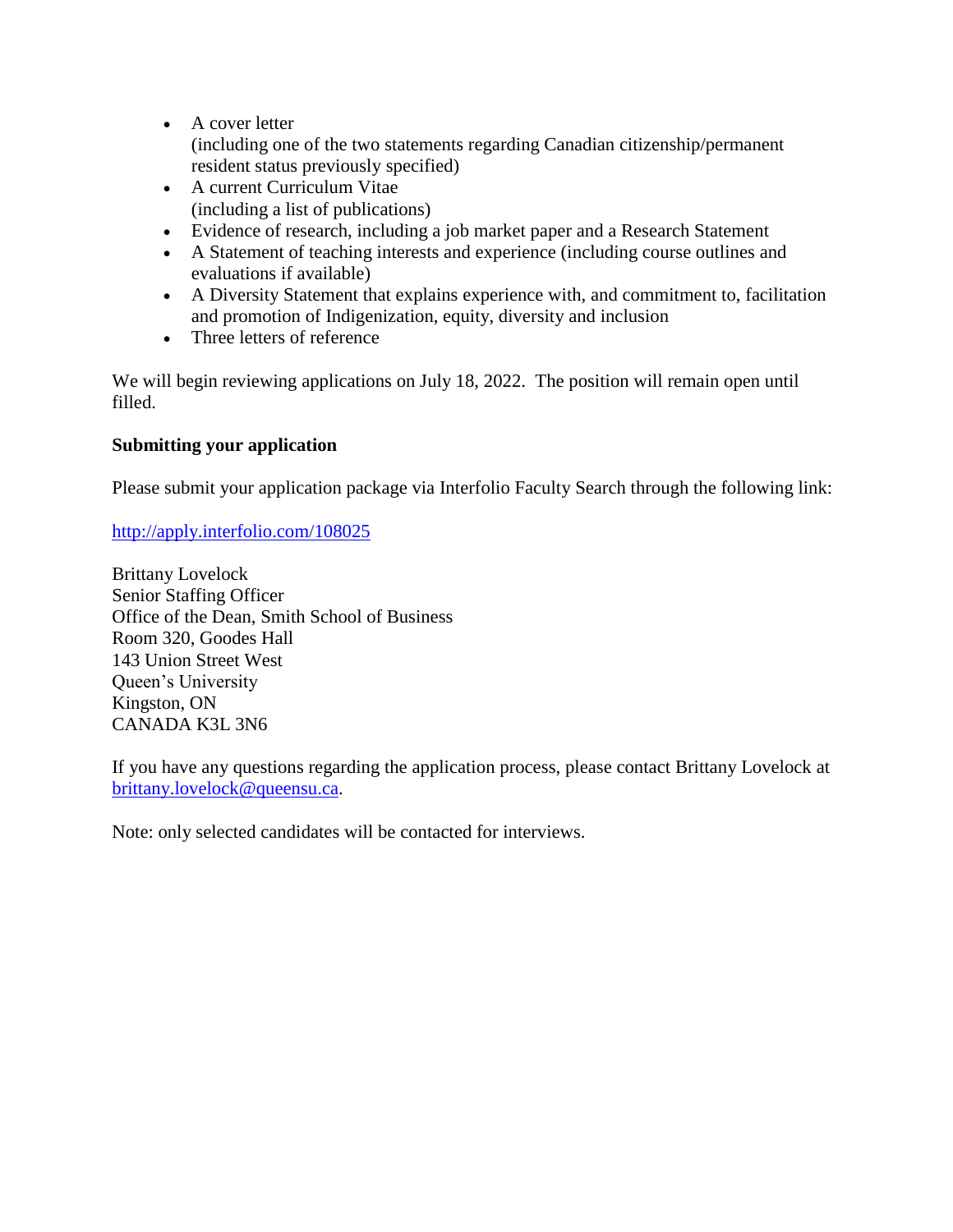- A cover letter
  (including one of the two statements regarding Canadian citizenship/permanent resident status previously specified)
- A current Curriculum Vitae
  (including a list of publications)
- Evidence of research, including a job market paper and a Research Statement
- A Statement of teaching interests and experience (including course outlines and evaluations if available)
- A Diversity Statement that explains experience with, and commitment to, facilitation and promotion of Indigenization, equity, diversity and inclusion
- Three letters of reference

We will begin reviewing applications on July 18, 2022. The position will remain open until filled.

**Submitting your application**

Please submit your application package via Interfolio Faculty Search through the following link:

[http://apply.interfolio.com/108025](http://apply.interfolio.com/108025)

Brittany Lovelock
Senior Staffing Officer
Office of the Dean, Smith School of Business
Room 320, Goodes Hall
143 Union Street West
Queen's University
Kingston, ON
CANADA K3L 3N6

If you have any questions regarding the application process, please contact Brittany Lovelock at [brittany.lovelock@queensu.ca](mailto:brittany.lovelock@queensu.ca).

Note: only selected candidates will be contacted for interviews.